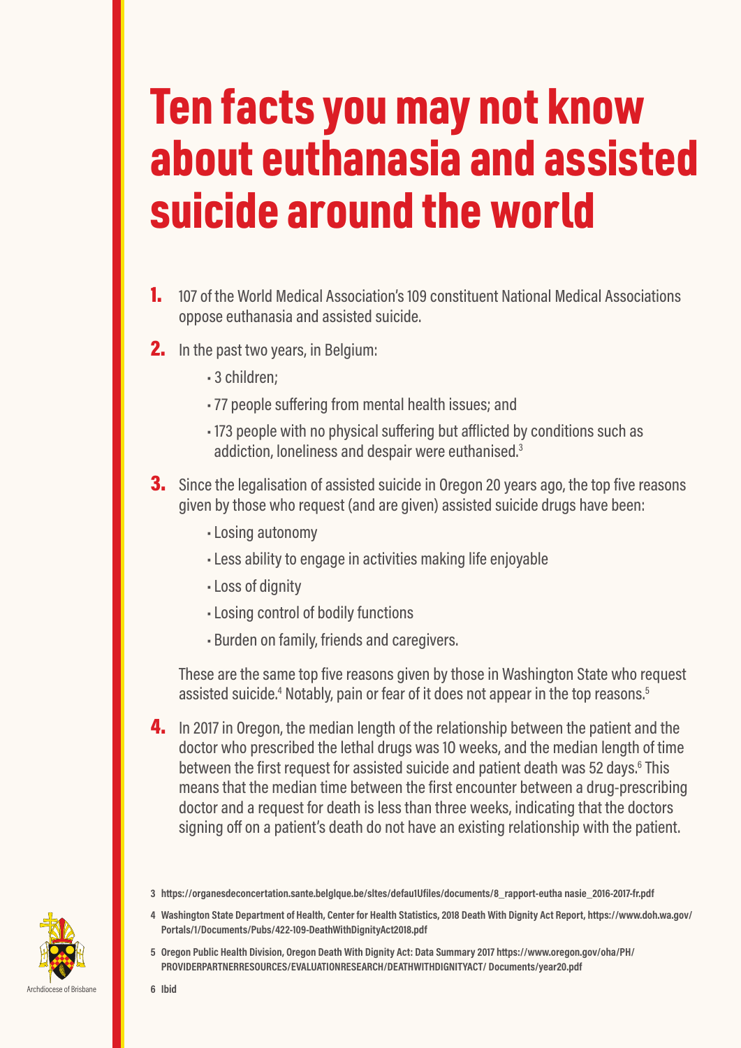# Ten facts you may not know about euthanasia and assisted suicide around the world

1. 107 of the World Medical Association's 109 constituent National Medical Associations oppose euthanasia and assisted suicide.
2. In the past two years, in Belgium:
   - 3 children;
   - 77 people suffering from mental health issues; and
   - 173 people with no physical suffering but afflicted by conditions such as addiction, loneliness and despair were euthanised.[3]
3. Since the legalisation of assisted suicide in Oregon 20 years ago, the top five reasons given by those who request (and are given) assisted suicide drugs have been:
   - Losing autonomy
   - Less ability to engage in activities making life enjoyable
   - Loss of dignity
   - Losing control of bodily functions
   - Burden on family, friends and caregivers.

   These are the same top five reasons given by those in Washington State who request assisted suicide.[4] Notably, pain or fear of it does not appear in the top reasons.[5]
4. In 2017 in Oregon, the median length of the relationship between the patient and the doctor who prescribed the lethal drugs was 10 weeks, and the median length of time between the first request for assisted suicide and patient death was 52 days.[6] This means that the median time between the first encounter between a drug-prescribing doctor and a request for death is less than three weeks, indicating that the doctors signing off on a patient's death do not have an existing relationship with the patient.

3 https://organesdeconcertation.sante.belgique.be/sites/default/files/documents/8_rapport-eutha nasie_2016-2017-fr.pdf

4 Washington State Department of Health, Center for Health Statistics, 2018 Death With Dignity Act Report, https://www.doh.wa.gov/Portals/1/Documents/Pubs/422-109-DeathWithDignityAct2018.pdf

5 Oregon Public Health Division, Oregon Death With Dignity Act: Data Summary 2017 https://www.oregon.gov/oha/PH/PROVIDERPARTNERRESOURCES/EVALUATIONRESEARCH/DEATHWITHDIGNITYACT/ Documents/year20.pdf

6 Ibid

Archdiocese of Brisbane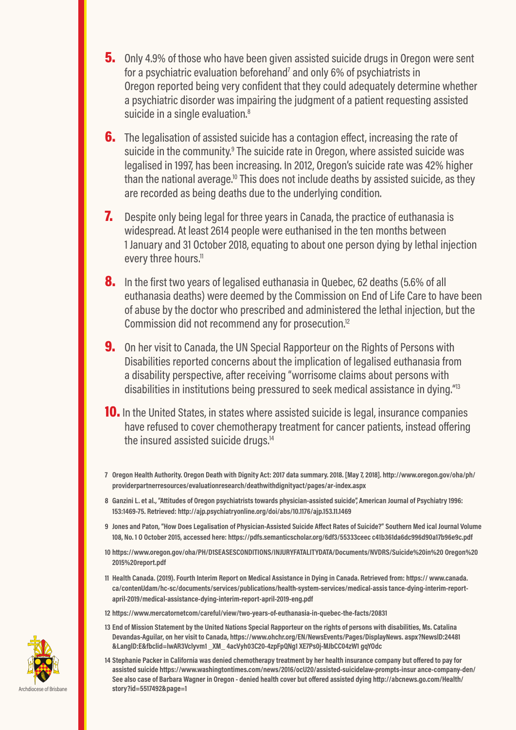5. Only 4.9% of those who have been given assisted suicide drugs in Oregon were sent for a psychiatric evaluation beforehand[7] and only 6% of psychiatrists in Oregon reported being very confident that they could adequately determine whether a psychiatric disorder was impairing the judgment of a patient requesting assisted suicide in a single evaluation.[8]

6. The legalisation of assisted suicide has a contagion effect, increasing the rate of suicide in the community.[9] The suicide rate in Oregon, where assisted suicide was legalised in 1997, has been increasing. In 2012, Oregon's suicide rate was 42% higher than the national average.[10] This does not include deaths by assisted suicide, as they are recorded as being deaths due to the underlying condition.

7. Despite only being legal for three years in Canada, the practice of euthanasia is widespread. At least 2614 people were euthanised in the ten months between 1 January and 31 October 2018, equating to about one person dying by lethal injection every three hours.[11]

8. In the first two years of legalised euthanasia in Quebec, 62 deaths (5.6% of all euthanasia deaths) were deemed by the Commission on End of Life Care to have been of abuse by the doctor who prescribed and administered the lethal injection, but the Commission did not recommend any for prosecution.[12]

9. On her visit to Canada, the UN Special Rapporteur on the Rights of Persons with Disabilities reported concerns about the implication of legalised euthanasia from a disability perspective, after receiving "worrisome claims about persons with disabilities in institutions being pressured to seek medical assistance in dying."[13]

10. In the United States, in states where assisted suicide is legal, insurance companies have refused to cover chemotherapy treatment for cancer patients, instead offering the insured assisted suicide drugs.[14]

7 Oregon Health Authority. Oregon Death with Dignity Act: 2017 data summary. 2018. [May 7, 2018]. http://www.oregon.gov/oha/ph/providerpartnerresources/evaluationresearch/deathwithdignityact/pages/ar-index.aspx

8 Ganzini L. et al., "Attitudes of Oregon psychiatrists towards physician-assisted suicide", American Journal of Psychiatry 1996: 153:1469-75. Retrieved: http://ajp.psychiatryonline.org/doi/abs/10.1176/ajp.153.11.1469

9 Jones and Paton, "How Does Legalisation of Physician-Assisted Suicide Affect Rates of Suicide?" Southern Med ical Journal Volume 108, No. 1 0 October 2015, accessed here: https://pdfs.semanticscholar.org/6df3/55333ceec c41b361da6dc996d90a17b96e9c.pdf

10 https://www.oregon.gov/oha/PH/DISEASESCONDITIONS/INJURYFATALITYDATA/Documents/NVDRS/Suicide%20in%20 Oregon%20 2015%20report.pdf

11 Health Canada. (2019). Fourth Interim Report on Medical Assistance in Dying in Canada. Retrieved from: https:// www.canada.ca/contenUdam/hc-sc/documents/services/publications/health-system-services/medical-assis tance-dying-interim-report-april-2019/medical-assistance-dying-interim-report-april-2019-eng.pdf

12 https://www.mercatornetcom/careful/view/two-years-of-euthanasia-in-quebec-the-facts/20831

13 End of Mission Statement by the United Nations Special Rapporteur on the rights of persons with disabilities, Ms. Catalina Devandas-Aguilar, on her visit to Canada, https://www.ohchr.org/EN/NewsEvents/Pages/DisplayNews. aspx?NewsID:24481 &LangID:E&fbclid=lwAR3Vclyvm1 _XM_ 4acVyh03C20-4zpFpQNg1 XE7Ps0j-MJbCC04zW1 gqYOdc

14 Stephanie Packer in California was denied chemotherapy treatment by her health insurance company but offered to pay for assisted suicide https://www.washingtontimes.com/news/2016/ocU20/assisted-suicidelaw-prompts-insur ance-company-den/ See also case of Barbara Wagner in Oregon - denied health cover but offered assisted dying http://abcnews.go.com/Health/story?id=5517492&page=1

Archdiocese of Brisbane